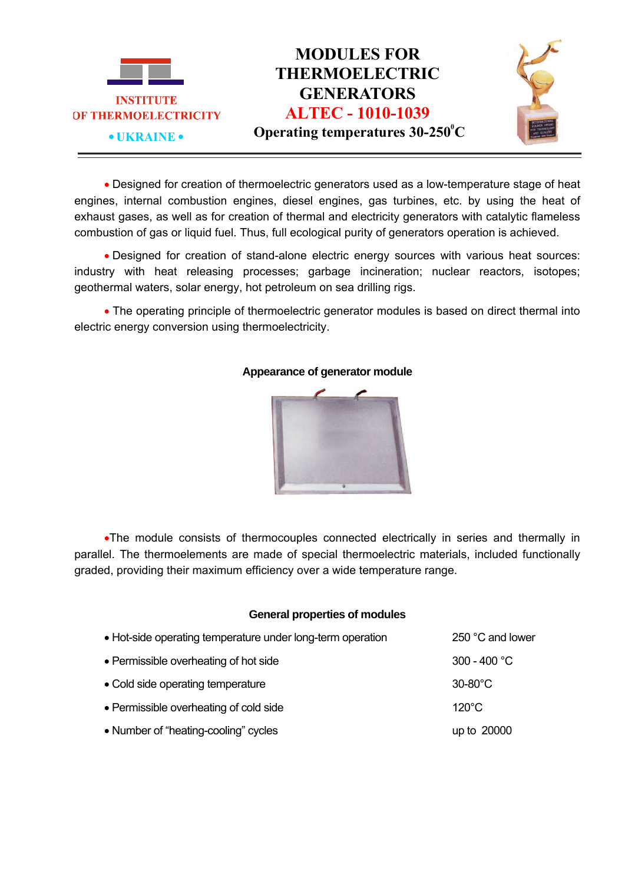INSTITUTE OF THERMOELECTRICITY

• UKRAINE •

# MODULES FOR THERMOELECTRIC GENERATORS

## ALTEC - 1010-1039

### Operating temperatures 30-250$^{0}$C

• Designed for creation of thermoelectric generators used as a low-temperature stage of heat engines, internal combustion engines, diesel engines, gas turbines, etc. by using the heat of exhaust gases, as well as for creation of thermal and electricity generators with catalytic flameless combustion of gas or liquid fuel. Thus, full ecological purity of generators operation is achieved.

• Designed for creation of stand-alone electric energy sources with various heat sources: industry with heat releasing processes; garbage incineration; nuclear reactors, isotopes; geothermal waters, solar energy, hot petroleum on sea drilling rigs.

• The operating principle of thermoelectric generator modules is based on direct thermal into electric energy conversion using thermoelectricity.

**Appearance of generator module**

•The module consists of thermocouples connected electrically in series and thermally in parallel. The thermoelements are made of special thermoelectric materials, included functionally graded, providing their maximum efficiency over a wide temperature range.

**General properties of modules**

| | |
|---|---|
| • Hot-side operating temperature under long-term operation | 250 °C and lower |
| • Permissible overheating of hot side | 300 - 400 °C |
| • Cold side operating temperature | 30-80°C |
| • Permissible overheating of cold side | 120°C |
| • Number of “heating-cooling” cycles | up to 20000 |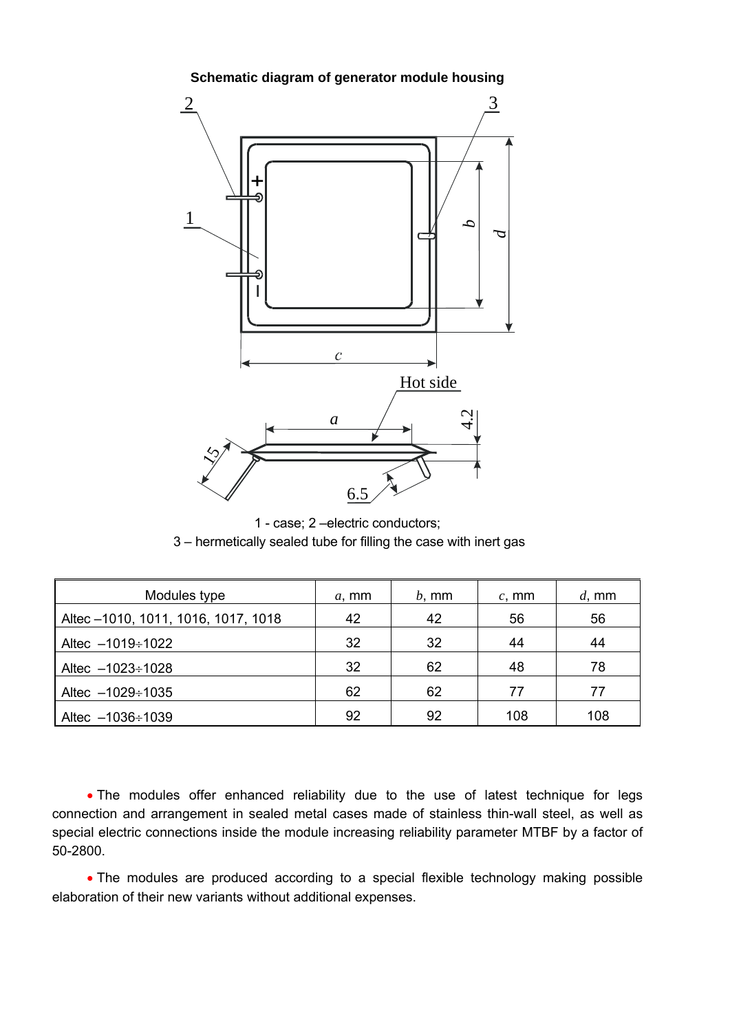**Schematic diagram of generator module housing**

2

3

1

+

−

b

d

c

Hot side

a

4.2

15

6.5

1 - case; 2 –electric conductors;
3 – hermetically sealed tube for filling the case with inert gas

| Modules type | $a$, mm | $b$, mm | $c$, mm | $d$, mm |
|---|---|---|---|---|
| Altec –1010, 1011, 1016, 1017, 1018 | 42 | 42 | 56 | 56 |
| Altec –1019÷1022 | 32 | 32 | 44 | 44 |
| Altec –1023÷1028 | 32 | 62 | 48 | 78 |
| Altec –1029÷1035 | 62 | 62 | 77 | 77 |
| Altec –1036÷1039 | 92 | 92 | 108 | 108 |

- The modules offer enhanced reliability due to the use of latest technique for legs connection and arrangement in sealed metal cases made of stainless thin-wall steel, as well as special electric connections inside the module increasing reliability parameter MTBF by a factor of 50-2800.
- The modules are produced according to a special flexible technology making possible elaboration of their new variants without additional expenses.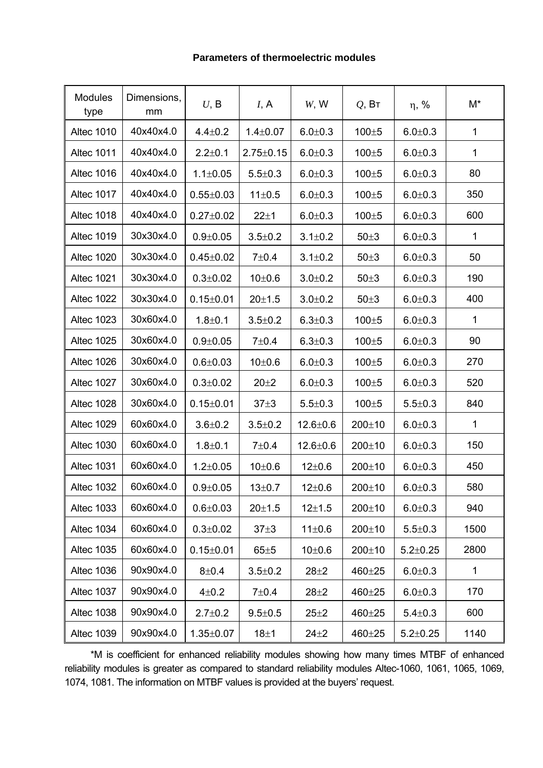**Parameters of thermoelectric modules**

| Modules type | Dimensions, mm | $U$, B | $I$, A | $W$, W | $Q$, Вт | η, % | M* |
|---|---|---|---|---|---|---|---|
| Altec 1010 | 40x40x4.0 | 4.4±0.2 | 1.4±0.07 | 6.0±0.3 | 100±5 | 6.0±0.3 | 1 |
| Altec 1011 | 40x40x4.0 | 2.2±0.1 | 2.75±0.15 | 6.0±0.3 | 100±5 | 6.0±0.3 | 1 |
| Altec 1016 | 40x40x4.0 | 1.1±0.05 | 5.5±0.3 | 6.0±0.3 | 100±5 | 6.0±0.3 | 80 |
| Altec 1017 | 40x40x4.0 | 0.55±0.03 | 11±0.5 | 6.0±0.3 | 100±5 | 6.0±0.3 | 350 |
| Altec 1018 | 40x40x4.0 | 0.27±0.02 | 22±1 | 6.0±0.3 | 100±5 | 6.0±0.3 | 600 |
| Altec 1019 | 30x30x4.0 | 0.9±0.05 | 3.5±0.2 | 3.1±0.2 | 50±3 | 6.0±0.3 | 1 |
| Altec 1020 | 30x30x4.0 | 0.45±0.02 | 7±0.4 | 3.1±0.2 | 50±3 | 6.0±0.3 | 50 |
| Altec 1021 | 30x30x4.0 | 0.3±0.02 | 10±0.6 | 3.0±0.2 | 50±3 | 6.0±0.3 | 190 |
| Altec 1022 | 30x30x4.0 | 0.15±0.01 | 20±1.5 | 3.0±0.2 | 50±3 | 6.0±0.3 | 400 |
| Altec 1023 | 30x60x4.0 | 1.8±0.1 | 3.5±0.2 | 6.3±0.3 | 100±5 | 6.0±0.3 | 1 |
| Altec 1025 | 30x60x4.0 | 0.9±0.05 | 7±0.4 | 6.3±0.3 | 100±5 | 6.0±0.3 | 90 |
| Altec 1026 | 30x60x4.0 | 0.6±0.03 | 10±0.6 | 6.0±0.3 | 100±5 | 6.0±0.3 | 270 |
| Altec 1027 | 30x60x4.0 | 0.3±0.02 | 20±2 | 6.0±0.3 | 100±5 | 6.0±0.3 | 520 |
| Altec 1028 | 30x60x4.0 | 0.15±0.01 | 37±3 | 5.5±0.3 | 100±5 | 5.5±0.3 | 840 |
| Altec 1029 | 60x60x4.0 | 3.6±0.2 | 3.5±0.2 | 12.6±0.6 | 200±10 | 6.0±0.3 | 1 |
| Altec 1030 | 60x60x4.0 | 1.8±0.1 | 7±0.4 | 12.6±0.6 | 200±10 | 6.0±0.3 | 150 |
| Altec 1031 | 60x60x4.0 | 1.2±0.05 | 10±0.6 | 12±0.6 | 200±10 | 6.0±0.3 | 450 |
| Altec 1032 | 60x60x4.0 | 0.9±0.05 | 13±0.7 | 12±0.6 | 200±10 | 6.0±0.3 | 580 |
| Altec 1033 | 60x60x4.0 | 0.6±0.03 | 20±1.5 | 12±1.5 | 200±10 | 6.0±0.3 | 940 |
| Altec 1034 | 60x60x4.0 | 0.3±0.02 | 37±3 | 11±0.6 | 200±10 | 5.5±0.3 | 1500 |
| Altec 1035 | 60x60x4.0 | 0.15±0.01 | 65±5 | 10±0.6 | 200±10 | 5.2±0.25 | 2800 |
| Altec 1036 | 90x90x4.0 | 8±0.4 | 3.5±0.2 | 28±2 | 460±25 | 6.0±0.3 | 1 |
| Altec 1037 | 90x90x4.0 | 4±0.2 | 7±0.4 | 28±2 | 460±25 | 6.0±0.3 | 170 |
| Altec 1038 | 90x90x4.0 | 2.7±0.2 | 9.5±0.5 | 25±2 | 460±25 | 5.4±0.3 | 600 |
| Altec 1039 | 90x90x4.0 | 1.35±0.07 | 18±1 | 24±2 | 460±25 | 5.2±0.25 | 1140 |

*M is coefficient for enhanced reliability modules showing how many times MTBF of enhanced reliability modules is greater as compared to standard reliability modules Altec-1060, 1061, 1065, 1069, 1074, 1081. The information on MTBF values is provided at the buyers' request.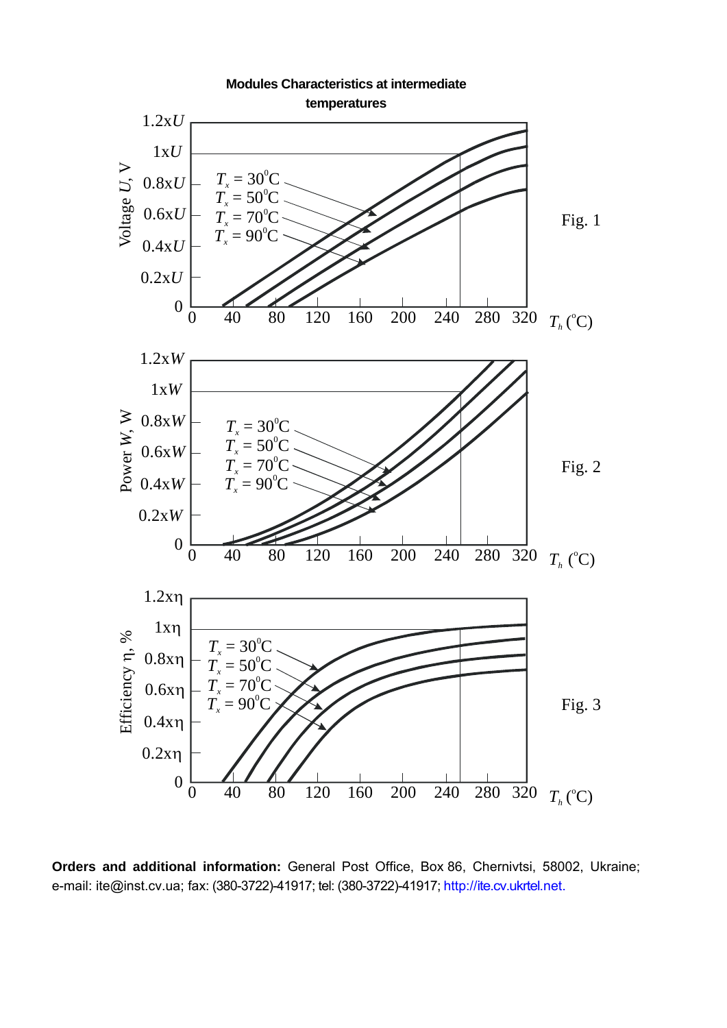**Modules Characteristics at intermediate temperatures**

1.2x$U$
1x$U$
0.8x$U$
0.6x$U$
0.4x$U$
0.2x$U$
0
Voltage $U$, V
$T_x$ = 30°C
$T_x$ = 50°C
$T_x$ = 70°C
$T_x$ = 90°C
0 40 80 120 160 200 240 280 320 $T_h$ (°C)

Fig. 1

1.2x$W$
1x$W$
0.8x$W$
0.6x$W$
0.4x$W$
0.2x$W$
0
Power $W$, W
$T_x$ = 30°C
$T_x$ = 50°C
$T_x$ = 70°C
$T_x$ = 90°C
0 40 80 120 160 200 240 280 320 $T_h$ (°C)

Fig. 2

1.2xη
1xη
0.8xη
0.6xη
0.4xη
0.2xη
0
Efficiency η, %
$T_x$ = 30°C
$T_x$ = 50°C
$T_x$ = 70°C
$T_x$ = 90°C
0 40 80 120 160 200 240 280 320 $T_h$ (°C)

Fig. 3

**Orders and additional information:** General Post Office, Box 86, Chernivtsi, 58002, Ukraine; e-mail: ite@inst.cv.ua; fax: (380-3722)-41917; tel: (380-3722)-41917; http://ite.cv.ukrtel.net.